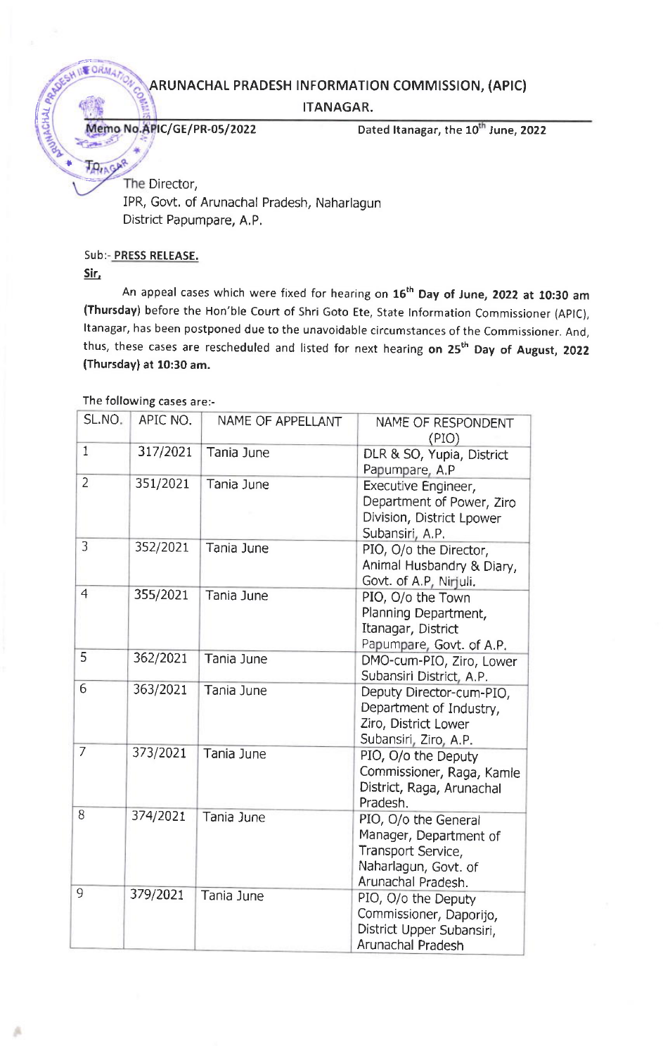# ARUNACHAL PRADESH INFORMATION COMMISSION, (APIC)

## ITANAGAR.

**Memo No.APIC/GE/PR-05/2022** **Dated Itanagar, the 10th June, 2022**

To,

The Director,
IPR, Govt. of Arunachal Pradesh, Naharlagun
District Papumpare, A.P.

Sub:- **PRESS RELEASE.**

**Sir,**

An appeal cases which were fixed for hearing on **16th Day of June, 2022 at 10:30 am (Thursday)** before the Hon'ble Court of Shri Goto Ete, State Information Commissioner (APIC), Itanagar, has been postponed due to the unavoidable circumstances of the Commissioner. And, thus, these cases are rescheduled and listed for next hearing **on 25th Day of August, 2022 (Thursday) at 10:30 am.**

The following cases are:-

| SL.NO. | APIC NO. | NAME OF APPELLANT | NAME OF RESPONDENT (PIO) |
|---|---|---|---|
| 1 | 317/2021 | Tania June | DLR & SO, Yupia, District Papumpare, A.P |
| 2 | 351/2021 | Tania June | Executive Engineer, Department of Power, Ziro Division, District Lpower Subansiri, A.P. |
| 3 | 352/2021 | Tania June | PIO, O/o the Director, Animal Husbandry & Diary, Govt. of A.P, Nirjuli. |
| 4 | 355/2021 | Tania June | PIO, O/o the Town Planning Department, Itanagar, District Papumpare, Govt. of A.P. |
| 5 | 362/2021 | Tania June | DMO-cum-PIO, Ziro, Lower Subansiri District, A.P. |
| 6 | 363/2021 | Tania June | Deputy Director-cum-PIO, Department of Industry, Ziro, District Lower Subansiri, Ziro, A.P. |
| 7 | 373/2021 | Tania June | PIO, O/o the Deputy Commissioner, Raga, Kamle District, Raga, Arunachal Pradesh. |
| 8 | 374/2021 | Tania June | PIO, O/o the General Manager, Department of Transport Service, Naharlagun, Govt. of Arunachal Pradesh. |
| 9 | 379/2021 | Tania June | PIO, O/o the Deputy Commissioner, Daporijo, District Upper Subansiri, Arunachal Pradesh |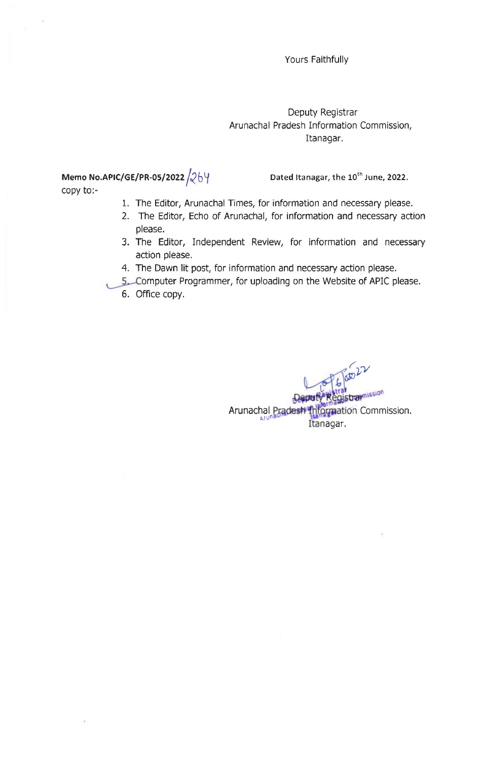Yours Faithfully

Deputy Registrar
Arunachal Pradesh Information Commission,
Itanagar.

**Memo No.APIC/GE/PR-05/2022**/264 **Dated Itanagar, the 10th June, 2022.**

copy to:-

1. The Editor, Arunachal Times, for information and necessary please.
2. The Editor, Echo of Arunachal, for information and necessary action please.
3. The Editor, Independent Review, for information and necessary action please.
4. The Dawn lit post, for information and necessary action please.
5. Computer Programmer, for uploading on the Website of APIC please.
6. Office copy.

10/6/2022

Deputy Registrar
Arunachal Pradesh Information Commission.
Itanagar.